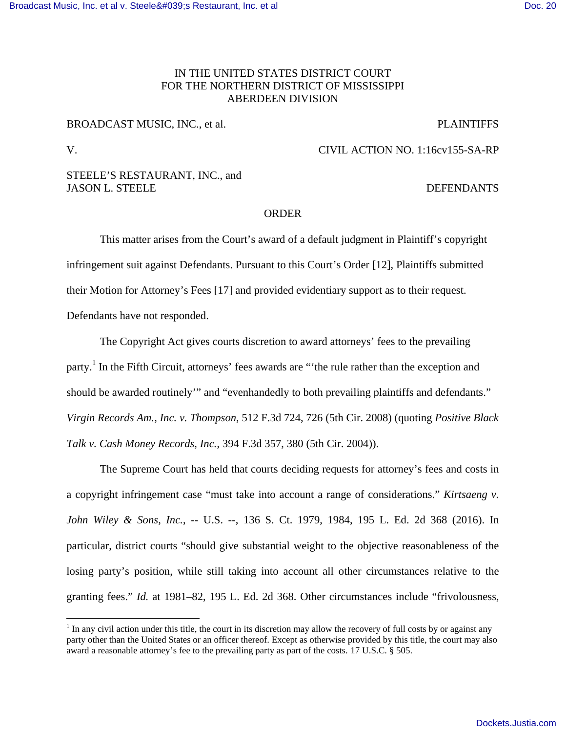IN THE UNITED STATES DISTRICT COURT
FOR THE NORTHERN DISTRICT OF MISSISSIPPI
ABERDEEN DIVISION

BROADCAST MUSIC, INC., et al. PLAINTIFFS

V. CIVIL ACTION NO. 1:16cv155-SA-RP

STEELE'S RESTAURANT, INC., and
JASON L. STEELE DEFENDANTS

ORDER

This matter arises from the Court's award of a default judgment in Plaintiff's copyright infringement suit against Defendants. Pursuant to this Court's Order [12], Plaintiffs submitted their Motion for Attorney's Fees [17] and provided evidentiary support as to their request. Defendants have not responded.

The Copyright Act gives courts discretion to award attorneys' fees to the prevailing party.[1] In the Fifth Circuit, attorneys' fees awards are "'the rule rather than the exception and should be awarded routinely'" and "evenhandedly to both prevailing plaintiffs and defendants." *Virgin Records Am., Inc. v. Thompson*, 512 F.3d 724, 726 (5th Cir. 2008) (quoting *Positive Black Talk v. Cash Money Records, Inc.*, 394 F.3d 357, 380 (5th Cir. 2004)).

The Supreme Court has held that courts deciding requests for attorney's fees and costs in a copyright infringement case "must take into account a range of considerations." *Kirtsaeng v. John Wiley & Sons, Inc.*, -- U.S. --, 136 S. Ct. 1979, 1984, 195 L. Ed. 2d 368 (2016). In particular, district courts "should give substantial weight to the objective reasonableness of the losing party's position, while still taking into account all other circumstances relative to the granting fees." *Id.* at 1981–82, 195 L. Ed. 2d 368. Other circumstances include "frivolousness,

[1] In any civil action under this title, the court in its discretion may allow the recovery of full costs by or against any party other than the United States or an officer thereof. Except as otherwise provided by this title, the court may also award a reasonable attorney's fee to the prevailing party as part of the costs. 17 U.S.C. § 505.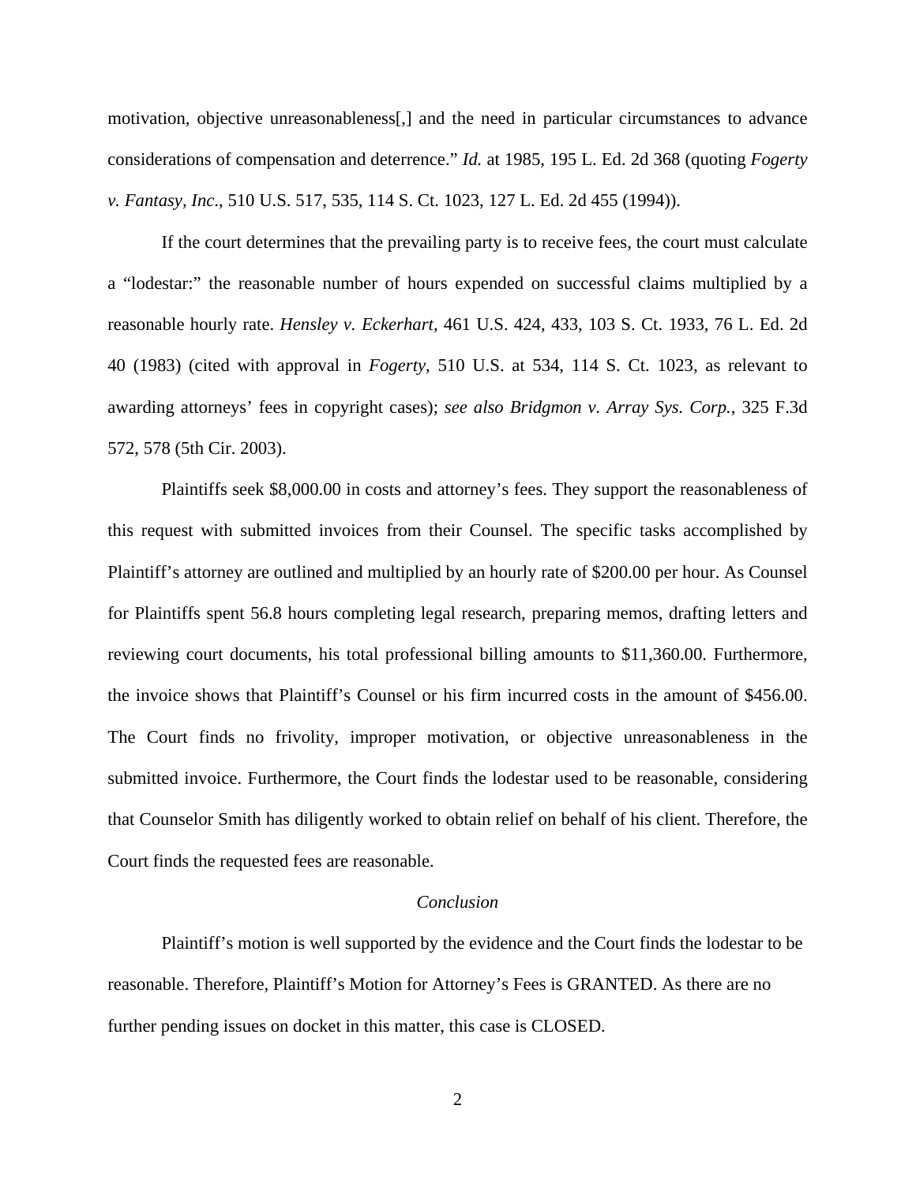motivation, objective unreasonableness[,] and the need in particular circumstances to advance considerations of compensation and deterrence." *Id.* at 1985, 195 L. Ed. 2d 368 (quoting *Fogerty v. Fantasy, Inc.*, 510 U.S. 517, 535, 114 S. Ct. 1023, 127 L. Ed. 2d 455 (1994)).

If the court determines that the prevailing party is to receive fees, the court must calculate a "lodestar:" the reasonable number of hours expended on successful claims multiplied by a reasonable hourly rate. *Hensley v. Eckerhart*, 461 U.S. 424, 433, 103 S. Ct. 1933, 76 L. Ed. 2d 40 (1983) (cited with approval in *Fogerty*, 510 U.S. at 534, 114 S. Ct. 1023, as relevant to awarding attorneys' fees in copyright cases); *see also Bridgmon v. Array Sys. Corp.*, 325 F.3d 572, 578 (5th Cir. 2003).

Plaintiffs seek $8,000.00 in costs and attorney's fees. They support the reasonableness of this request with submitted invoices from their Counsel. The specific tasks accomplished by Plaintiff's attorney are outlined and multiplied by an hourly rate of $200.00 per hour. As Counsel for Plaintiffs spent 56.8 hours completing legal research, preparing memos, drafting letters and reviewing court documents, his total professional billing amounts to $11,360.00. Furthermore, the invoice shows that Plaintiff's Counsel or his firm incurred costs in the amount of $456.00. The Court finds no frivolity, improper motivation, or objective unreasonableness in the submitted invoice. Furthermore, the Court finds the lodestar used to be reasonable, considering that Counselor Smith has diligently worked to obtain relief on behalf of his client. Therefore, the Court finds the requested fees are reasonable.

*Conclusion*

Plaintiff's motion is well supported by the evidence and the Court finds the lodestar to be reasonable. Therefore, Plaintiff's Motion for Attorney's Fees is GRANTED. As there are no further pending issues on docket in this matter, this case is CLOSED.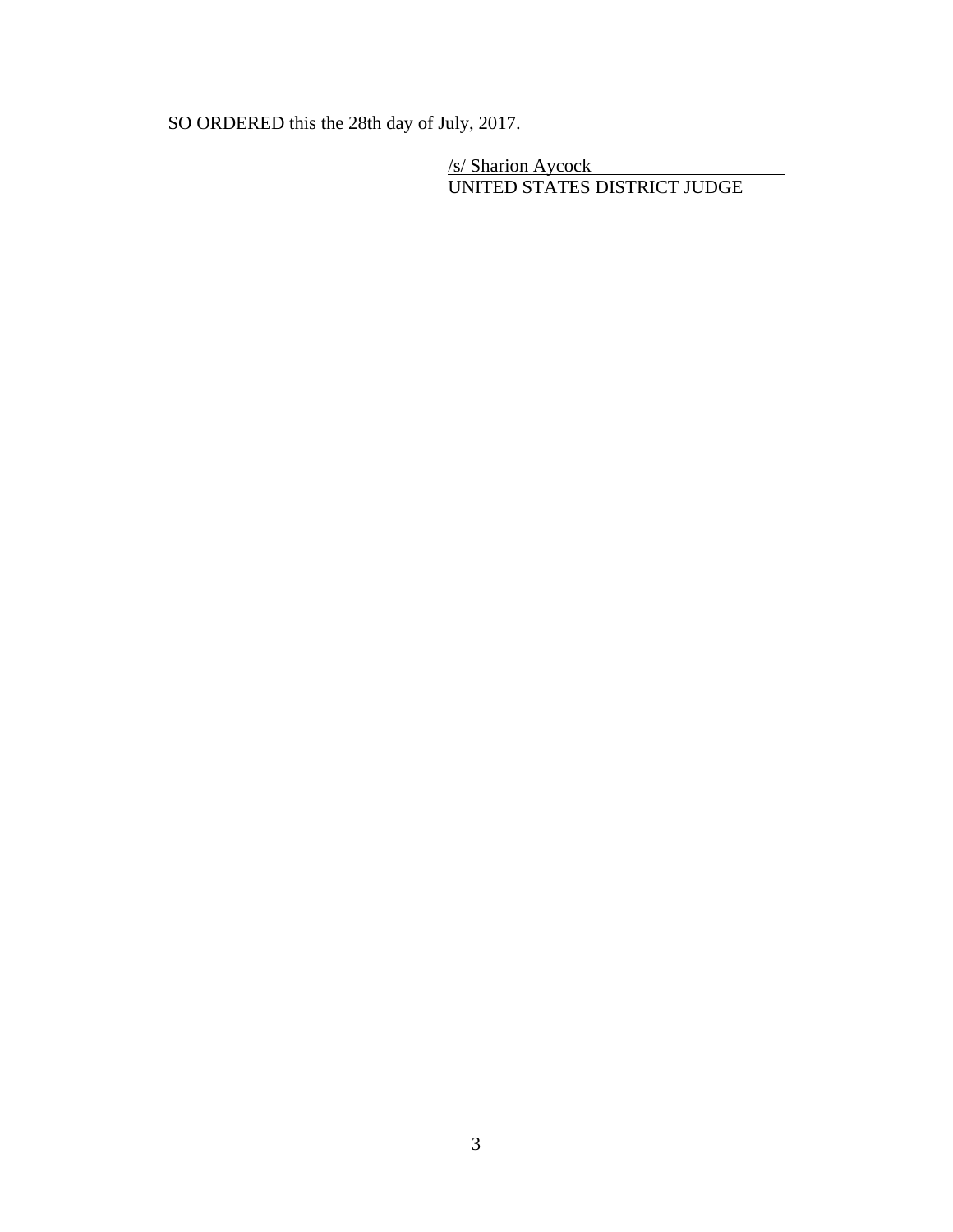SO ORDERED this the 28th day of July, 2017.

/s/ Sharion Aycock
UNITED STATES DISTRICT JUDGE